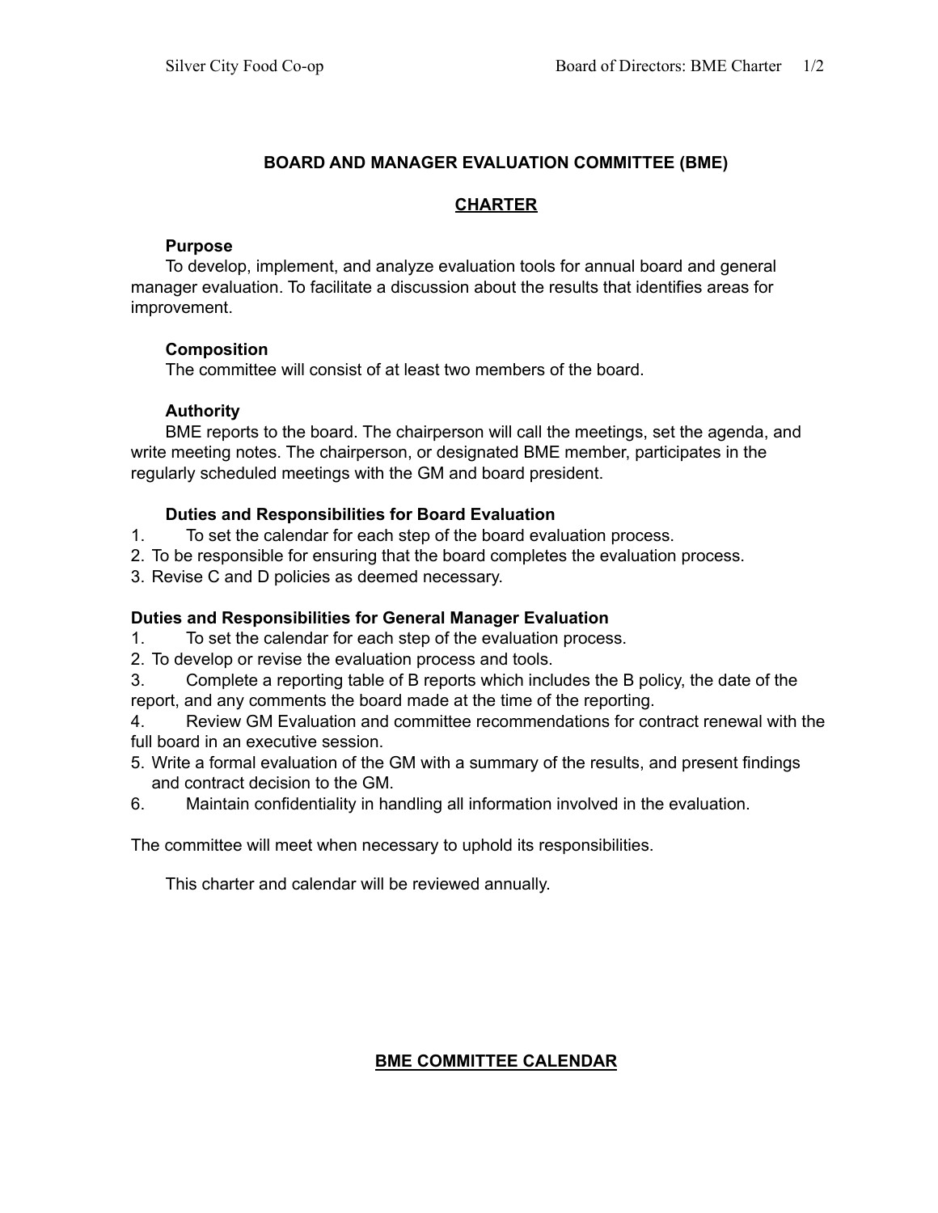## BOARD AND MANAGER EVALUATION COMMITTEE (BME)

## CHARTER

### Purpose

To develop, implement, and analyze evaluation tools for annual board and general manager evaluation. To facilitate a discussion about the results that identifies areas for improvement.

### Composition

The committee will consist of at least two members of the board.

### Authority

BME reports to the board. The chairperson will call the meetings, set the agenda, and write meeting notes. The chairperson, or designated BME member, participates in the regularly scheduled meetings with the GM and board president.

### Duties and Responsibilities for Board Evaluation

1. To set the calendar for each step of the board evaluation process.
2. To be responsible for ensuring that the board completes the evaluation process.
3. Revise C and D policies as deemed necessary.

### Duties and Responsibilities for General Manager Evaluation

1. To set the calendar for each step of the evaluation process.
2. To develop or revise the evaluation process and tools.
3. Complete a reporting table of B reports which includes the B policy, the date of the report, and any comments the board made at the time of the reporting.
4. Review GM Evaluation and committee recommendations for contract renewal with the full board in an executive session.
5. Write a formal evaluation of the GM with a summary of the results, and present findings and contract decision to the GM.
6. Maintain confidentiality in handling all information involved in the evaluation.

The committee will meet when necessary to uphold its responsibilities.

This charter and calendar will be reviewed annually.

## BME COMMITTEE CALENDAR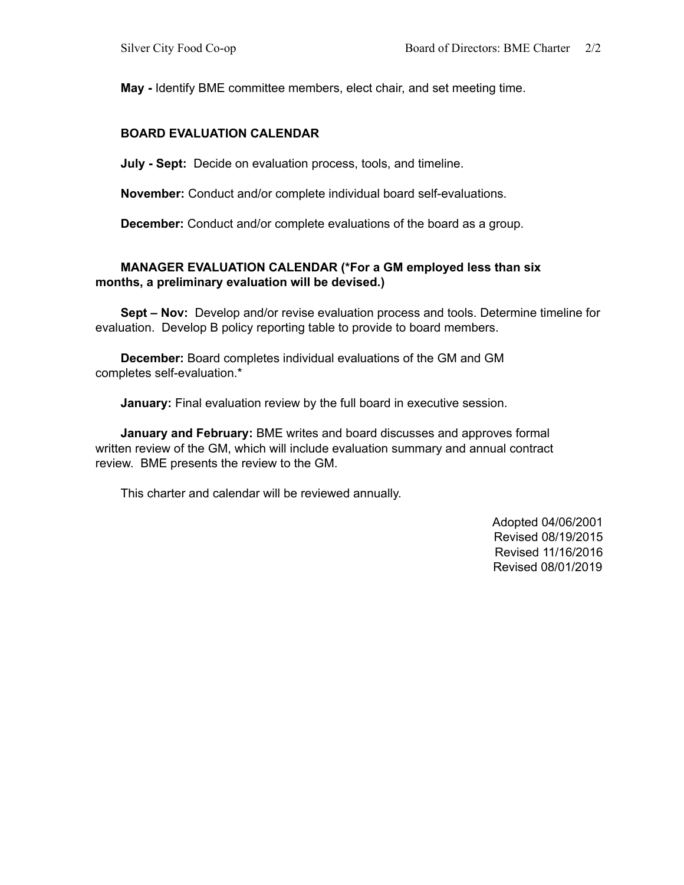**May -** Identify BME committee members, elect chair, and set meeting time.

## BOARD EVALUATION CALENDAR

**July - Sept:** Decide on evaluation process, tools, and timeline.

**November:** Conduct and/or complete individual board self-evaluations.

**December:** Conduct and/or complete evaluations of the board as a group.

## MANAGER EVALUATION CALENDAR (*For a GM employed less than six months, a preliminary evaluation will be devised.)

**Sept – Nov:** Develop and/or revise evaluation process and tools. Determine timeline for evaluation. Develop B policy reporting table to provide to board members.

**December:** Board completes individual evaluations of the GM and GM completes self-evaluation.*

**January:** Final evaluation review by the full board in executive session.

**January and February:** BME writes and board discusses and approves formal written review of the GM, which will include evaluation summary and annual contract review. BME presents the review to the GM.

This charter and calendar will be reviewed annually.

Adopted 04/06/2001
Revised 08/19/2015
Revised 11/16/2016
Revised 08/01/2019